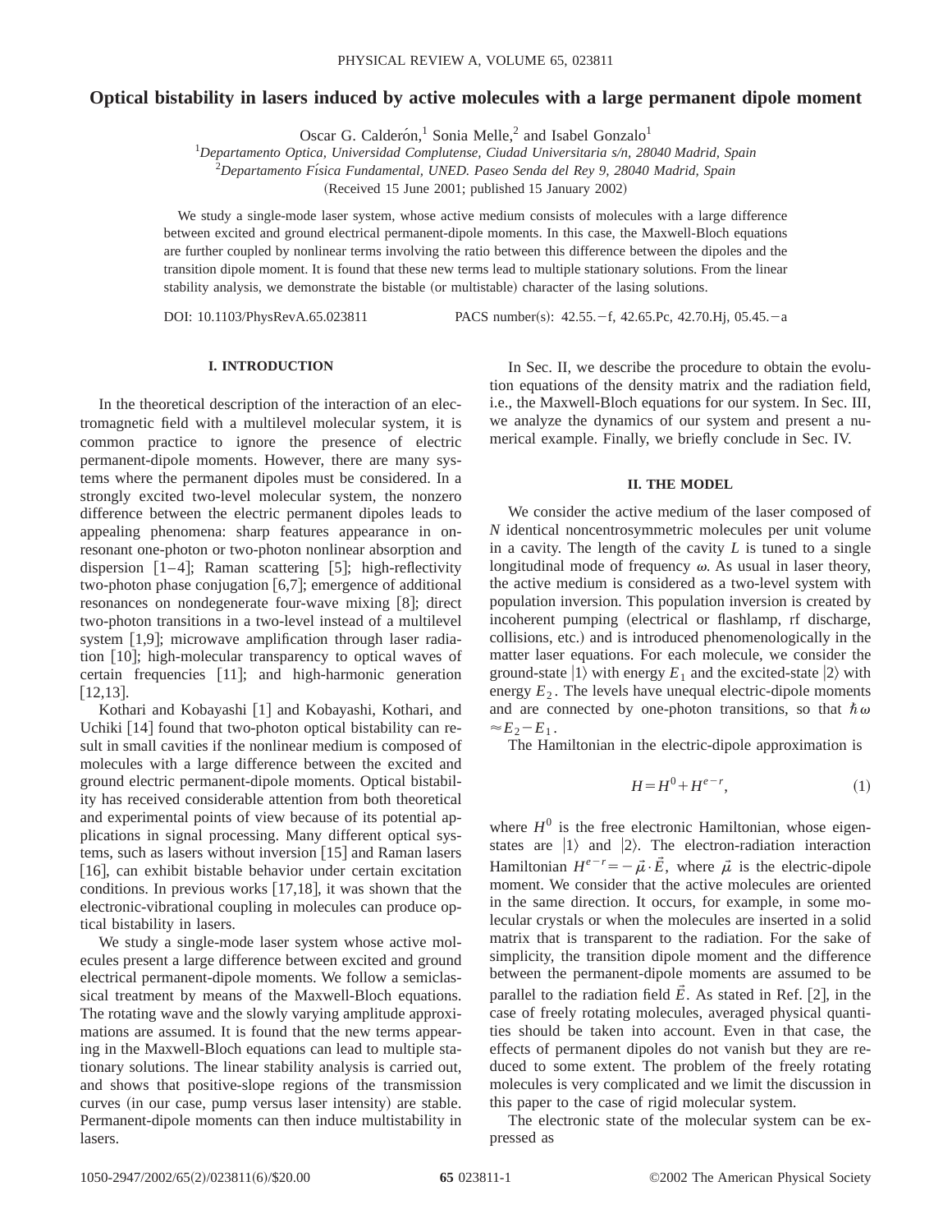# Optical bistability in lasers induced by active molecules with a large permanent dipole moment

Oscar G. Calderón,[1] Sonia Melle,[2] and Isabel Gonzalo[1]

[1]*Departamento Optica, Universidad Complutense, Ciudad Universitaria s/n, 28040 Madrid, Spain*
[2]*Departamento Física Fundamental, UNED. Paseo Senda del Rey 9, 28040 Madrid, Spain*

(Received 15 June 2001; published 15 January 2002)

We study a single-mode laser system, whose active medium consists of molecules with a large difference between excited and ground electrical permanent-dipole moments. In this case, the Maxwell-Bloch equations are further coupled by nonlinear terms involving the ratio between this difference between the dipoles and the transition dipole moment. It is found that these new terms lead to multiple stationary solutions. From the linear stability analysis, we demonstrate the bistable (or multistable) character of the lasing solutions.

DOI: 10.1103/PhysRevA.65.023811 PACS number(s): 42.55.−f, 42.65.Pc, 42.70.Hj, 05.45.−a

## I. INTRODUCTION

In the theoretical description of the interaction of an electromagnetic field with a multilevel molecular system, it is common practice to ignore the presence of electric permanent-dipole moments. However, there are many systems where the permanent dipoles must be considered. In a strongly excited two-level molecular system, the nonzero difference between the electric permanent dipoles leads to appealing phenomena: sharp features appearance in onresonant one-photon or two-photon nonlinear absorption and dispersion [1–4]; Raman scattering [5]; high-reflectivity two-photon phase conjugation [6,7]; emergence of additional resonances on nondegenerate four-wave mixing [8]; direct two-photon transitions in a two-level instead of a multilevel system [1,9]; microwave amplification through laser radiation [10]; high-molecular transparency to optical waves of certain frequencies [11]; and high-harmonic generation [12,13].

Kothari and Kobayashi [1] and Kobayashi, Kothari, and Uchiki [14] found that two-photon optical bistability can result in small cavities if the nonlinear medium is composed of molecules with a large difference between the excited and ground electric permanent-dipole moments. Optical bistability has received considerable attention from both theoretical and experimental points of view because of its potential applications in signal processing. Many different optical systems, such as lasers without inversion [15] and Raman lasers [16], can exhibit bistable behavior under certain excitation conditions. In previous works [17,18], it was shown that the electronic-vibrational coupling in molecules can produce optical bistability in lasers.

We study a single-mode laser system whose active molecules present a large difference between excited and ground electrical permanent-dipole moments. We follow a semiclassical treatment by means of the Maxwell-Bloch equations. The rotating wave and the slowly varying amplitude approximations are assumed. It is found that the new terms appearing in the Maxwell-Bloch equations can lead to multiple stationary solutions. The linear stability analysis is carried out, and shows that positive-slope regions of the transmission curves (in our case, pump versus laser intensity) are stable. Permanent-dipole moments can then induce multistability in lasers.

In Sec. II, we describe the procedure to obtain the evolution equations of the density matrix and the radiation field, i.e., the Maxwell-Bloch equations for our system. In Sec. III, we analyze the dynamics of our system and present a numerical example. Finally, we briefly conclude in Sec. IV.

## II. THE MODEL

We consider the active medium of the laser composed of $N$ identical noncentrosymmetric molecules per unit volume in a cavity. The length of the cavity $L$ is tuned to a single longitudinal mode of frequency $\omega$. As usual in laser theory, the active medium is considered as a two-level system with population inversion. This population inversion is created by incoherent pumping (electrical or flashlamp, rf discharge, collisions, etc.) and is introduced phenomenologically in the matter laser equations. For each molecule, we consider the ground-state $|1\rangle$ with energy $E_1$ and the excited-state $|2\rangle$ with energy $E_2$. The levels have unequal electric-dipole moments and are connected by one-photon transitions, so that $\hbar\omega \approx E_2 - E_1$.

The Hamiltonian in the electric-dipole approximation is

$$H = H^0 + H^{e-r}, \tag{1}$$

where $H^0$ is the free electronic Hamiltonian, whose eigenstates are $|1\rangle$ and $|2\rangle$. The electron-radiation interaction Hamiltonian $H^{e-r} = -\vec{\mu}\cdot\vec{E}$, where $\vec{\mu}$ is the electric-dipole moment. We consider that the active molecules are oriented in the same direction. It occurs, for example, in some molecular crystals or when the molecules are inserted in a solid matrix that is transparent to the radiation. For the sake of simplicity, the transition dipole moment and the difference between the permanent-dipole moments are assumed to be parallel to the radiation field $\vec{E}$. As stated in Ref. [2], in the case of freely rotating molecules, averaged physical quantities should be taken into account. Even in that case, the effects of permanent dipoles do not vanish but they are reduced to some extent. The problem of the freely rotating molecules is very complicated and we limit the discussion in this paper to the case of rigid molecular system.

The electronic state of the molecular system can be expressed as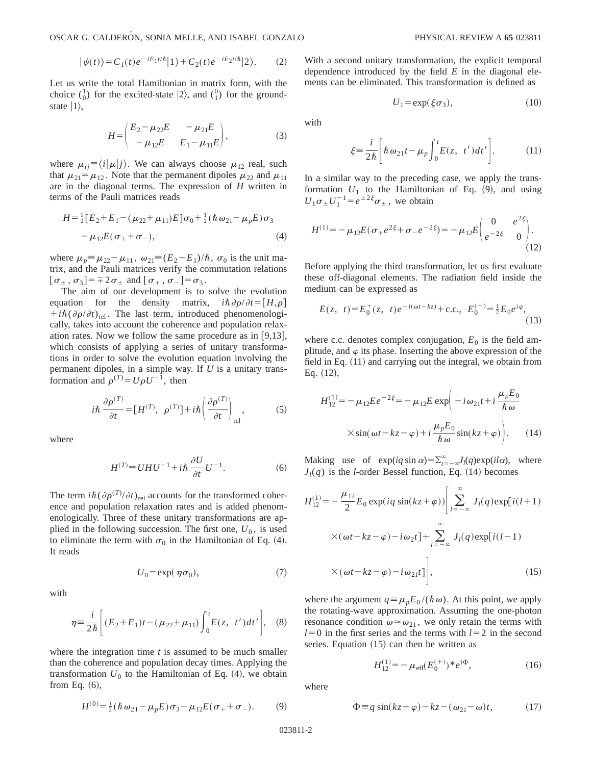$$|\psi(t)\rangle = C_1(t)e^{-iE_1t/\hbar}|1\rangle + C_2(t)e^{-iE_2t/\hbar}|2\rangle. \qquad (2)$$

Let us write the total Hamiltonian in matrix form, with the choice $\binom{1}{0}$ for the excited-state $|2\rangle$, and $\binom{0}{1}$ for the ground-state $|1\rangle$,

$$H = \begin{pmatrix} E_2 - \mu_{22}E & -\mu_{21}E \\ -\mu_{12}E & E_1 - \mu_{11}E \end{pmatrix}, \qquad (3)$$

where $\mu_{ij} \equiv \langle i|\mu|j\rangle$. We can always choose $\mu_{12}$ real, such that $\mu_{21} = \mu_{12}$. Note that the permanent dipoles $\mu_{22}$ and $\mu_{11}$ are in the diagonal terms. The expression of $H$ written in terms of the Pauli matrices reads

$$H = \tfrac{1}{2}[E_2 + E_1 - (\mu_{22} + \mu_{11})E]\sigma_0 + \tfrac{1}{2}(\hbar\omega_{21} - \mu_p E)\sigma_3 - \mu_{12}E(\sigma_+ + \sigma_-), \qquad (4)$$

where $\mu_p \equiv \mu_{22} - \mu_{11}$, $\omega_{21} \equiv (E_2 - E_1)/\hbar$, $\sigma_0$ is the unit matrix, and the Pauli matrices verify the commutation relations $[\sigma_\pm, \sigma_3] = \mp 2\sigma_\pm$ and $[\sigma_+, \sigma_-] = \sigma_3$.

The aim of our development is to solve the evolution equation for the density matrix, $i\hbar\partial\rho/\partial t = [H,\rho] + i\hbar(\partial\rho/\partial t)_{\text{rel}}$. The last term, introduced phenomenologically, takes into account the coherence and population relaxation rates. Now we follow the same procedure as in [9,13], which consists of applying a series of unitary transformations in order to solve the evolution equation involving the permanent dipoles, in a simple way. If $U$ is a unitary transformation and $\rho^{(T)} = U\rho U^{-1}$, then

$$i\hbar\frac{\partial\rho^{(T)}}{\partial t} = [H^{(T)}, \rho^{(T)}] + i\hbar\left(\frac{\partial\rho^{(T)}}{\partial t}\right)_{\text{rel}}, \qquad (5)$$

where

$$H^{(T)} \equiv UHU^{-1} + i\hbar\frac{\partial U}{\partial t}U^{-1}. \qquad (6)$$

The term $i\hbar(\partial\rho^{(T)}/\partial t)_{\text{rel}}$ accounts for the transformed coherence and population relaxation rates and is added phenomenologically. Three of these unitary transformations are applied in the following succession. The first one, $U_0$, is used to eliminate the term with $\sigma_0$ in the Hamiltonian of Eq. (4). It reads

$$U_0 = \exp(\eta\sigma_0), \qquad (7)$$

with

$$\eta \equiv \frac{i}{2\hbar}\left[(E_2 + E_1)t - (\mu_{22} + \mu_{11})\int_0^t E(z, t')dt'\right], \qquad (8)$$

where the integration time $t$ is assumed to be much smaller than the coherence and population decay times. Applying the transformation $U_0$ to the Hamiltonian of Eq. (4), we obtain from Eq. (6),

$$H^{(0)} = \tfrac{1}{2}(\hbar\omega_{21} - \mu_p E)\sigma_3 - \mu_{12}E(\sigma_+ + \sigma_-). \qquad (9)$$

With a second unitary transformation, the explicit temporal dependence introduced by the field $E$ in the diagonal elements can be eliminated. This transformation is defined as

$$U_1 = \exp(\xi\sigma_3), \qquad (10)$$

with

$$\xi \equiv \frac{i}{2\hbar}\left[\hbar\omega_{21}t - \mu_p\int_0^t E(z, t')dt'\right]. \qquad (11)$$

In a similar way to the preceding case, we apply the transformation $U_1$ to the Hamiltonian of Eq. (9), and using $U_1\sigma_\pm U_1^{-1} = e^{\pm 2\xi}\sigma_\pm$, we obtain

$$H^{(1)} = -\mu_{12}E(\sigma_+ e^{2\xi} + \sigma_- e^{-2\xi}) = -\mu_{12}E\begin{pmatrix} 0 & e^{2\xi} \\ e^{-2\xi} & 0 \end{pmatrix}. \qquad (12)$$

Before applying the third transformation, let us first evaluate these off-diagonal elements. The radiation field inside the medium can be expressed as

$$E(z, t) = E_0^{+}(z, t)e^{-i(\omega t - kz)} + \text{c.c.}, \quad E_0^{(+)} = \tfrac{1}{2}E_0 e^{i\varphi}, \qquad (13)$$

where c.c. denotes complex conjugation, $E_0$ is the field amplitude, and $\varphi$ its phase. Inserting the above expression of the field in Eq. (11) and carrying out the integral, we obtain from Eq. (12),

$$H_{12}^{(1)} = -\mu_{12}Ee^{-2\xi} = -\mu_{12}E\exp\Bigg(-i\omega_{21}t + i\frac{\mu_p E_0}{\hbar\omega} \times \sin(\omega t - kz - \varphi) + i\frac{\mu_p E_0}{\hbar\omega}\sin(kz + \varphi)\Bigg). \qquad (14)$$

Making use of $\exp(iq\sin\alpha) = \sum_{l=-\infty}^{\infty} J_l(q)\exp(il\alpha)$, where $J_l(q)$ is the $l$-order Bessel function, Eq. (14) becomes

$$H_{12}^{(1)} = -\frac{\mu_{12}}{2}E_0\exp(iq\sin(kz + \varphi))\Bigg[\sum_{l=-\infty}^{\infty} J_l(q)\exp[i(l+1) \times (\omega t - kz - \varphi) - i\omega_2 t] + \sum_{l=-\infty}^{\infty} J_l(q)\exp[i(l-1) \times (\omega t - kz - \varphi) - i\omega_{21}t]\Bigg], \qquad (15)$$

where the argument $q \equiv \mu_p E_0/(\hbar\omega)$. At this point, we apply the rotating-wave approximation. Assuming the one-photon resonance condition $\omega \simeq \omega_{21}$, we only retain the terms with $l = 0$ in the first series and the terms with $l = 2$ in the second series. Equation (15) can then be written as

$$H_{12}^{(1)} = -\mu_{\text{eff}}(E_0^{(+)})^* e^{i\Phi}, \qquad (16)$$

where

$$\Phi \equiv q\sin(kz + \varphi) - kz - (\omega_{21} - \omega)t, \qquad (17)$$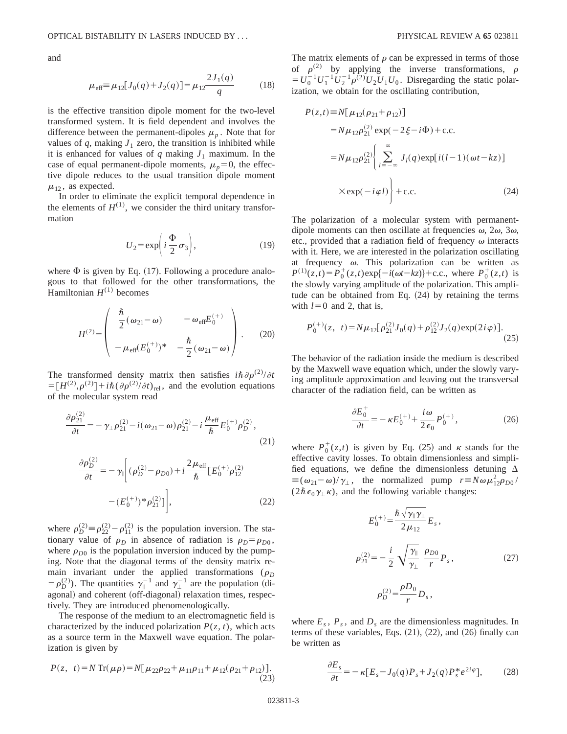and

$$\mu_{\text{eff}} \equiv \mu_{12}[J_0(q)+J_2(q)] = \mu_{12}\frac{2J_1(q)}{q} \tag{18}$$

is the effective transition dipole moment for the two-level transformed system. It is field dependent and involves the difference between the permanent-dipoles $\mu_p$. Note that for values of $q$, making $J_1$ zero, the transition is inhibited while it is enhanced for values of $q$ making $J_1$ maximum. In the case of equal permanent-dipole moments, $\mu_p = 0$, the effective dipole reduces to the usual transition dipole moment $\mu_{12}$, as expected.

In order to eliminate the explicit temporal dependence in the elements of $H^{(1)}$, we consider the third unitary transformation

$$U_2 = \exp\left(i\frac{\Phi}{2}\sigma_3\right), \tag{19}$$

where $\Phi$ is given by Eq. (17). Following a procedure analogous to that followed for the other transformations, the Hamiltonian $H^{(1)}$ becomes

$$H^{(2)} = \begin{pmatrix} \dfrac{\hbar}{2}(\omega_{21}-\omega) & -\omega_{\text{eff}}E_0^{(+)} \\ -\mu_{\text{eff}}(E_0^{(+)})^* & -\dfrac{\hbar}{2}(\omega_{21}-\omega) \end{pmatrix}. \tag{20}$$

The transformed density matrix then satisfies $i\hbar\,\partial\rho^{(2)}/\partial t = [H^{(2)},\rho^{(2)}] + i\hbar(\partial\rho^{(2)}/\partial t)_{\text{rel}}$, and the evolution equations of the molecular system read

$$\frac{\partial\rho_{21}^{(2)}}{\partial t} = -\gamma_\perp\rho_{21}^{(2)} - i(\omega_{21}-\omega)\rho_{21}^{(2)} - i\frac{\mu_{\text{eff}}}{\hbar}E_0^{(+)}\rho_D^{(2)}, \tag{21}$$

$$\frac{\partial\rho_D^{(2)}}{\partial t} = -\gamma_\parallel\left[(\rho_D^{(2)}-\rho_{D0}) + i\frac{2\mu_{\text{eff}}}{\hbar}[E_0^{(+)}\rho_{12}^{(2)} - (E_0^{(+)})^*\rho_{21}^{(2)}]\right], \tag{22}$$

where $\rho_D^{(2)} \equiv \rho_{22}^{(2)} - \rho_{11}^{(2)}$ is the population inversion. The stationary value of $\rho_D$ in absence of radiation is $\rho_D = \rho_{D0}$, where $\rho_{D0}$ is the population inversion induced by the pumping. Note that the diagonal terms of the density matrix remain invariant under the applied transformations ($\rho_D = \rho_D^{(2)}$). The quantities $\gamma_\parallel^{-1}$ and $\gamma_\perp^{-1}$ are the population (diagonal) and coherent (off-diagonal) relaxation times, respectively. They are introduced phenomenologically.

The response of the medium to an electromagnetic field is characterized by the induced polarization $P(z,t)$, which acts as a source term in the Maxwell wave equation. The polarization is given by

$$P(z,\ t) = N\,\text{Tr}(\mu\rho) = N[\mu_{22}\rho_{22} + \mu_{11}\rho_{11} + \mu_{12}(\rho_{21}+\rho_{12})]. \tag{23}$$

The matrix elements of $\rho$ can be expressed in terms of those of $\rho^{(2)}$ by applying the inverse transformations, $\rho = U_0^{-1}U_1^{-1}U_2^{-1}\rho^{(2)}U_2U_1U_0$. Disregarding the static polarization, we obtain for the oscillating contribution,

$$\begin{aligned} P(z,t) &\equiv N[\mu_{12}(\rho_{21}+\rho_{12})] \\ &= N\mu_{12}\rho_{21}^{(2)}\exp(-2\xi - i\Phi) + \text{c.c.} \\ &= N\mu_{12}\rho_{21}^{(2)}\left\{\sum_{l=-\infty}^{\infty} J_l(q)\exp[i(l-1)(\omega t - kz)] \times \exp(-i\varphi l)\right\} + \text{c.c.} \end{aligned} \tag{24}$$

The polarization of a molecular system with permanent-dipole moments can then oscillate at frequencies $\omega$, $2\omega$, $3\omega$, etc., provided that a radiation field of frequency $\omega$ interacts with it. Here, we are interested in the polarization oscillating at frequency $\omega$. This polarization can be written as $P^{(1)}(z,t) = P_0^+(z,t)\exp\{-i(\omega t - kz)\} + \text{c.c.}$, where $P_0^+(z,t)$ is the slowly varying amplitude of the polarization. This amplitude can be obtained from Eq. (24) by retaining the terms with $l=0$ and 2, that is,

$$P_0^{(+)}(z,\ t) = N\mu_{12}[\rho_{21}^{(2)}J_0(q) + \rho_{12}^{(2)}J_2(q)\exp(2i\varphi)]. \tag{25}$$

The behavior of the radiation inside the medium is described by the Maxwell wave equation which, under the slowly varying amplitude approximation and leaving out the transversal character of the radiation field, can be written as

$$\frac{\partial E_0^+}{\partial t} = -\kappa E_0^{(+)} + \frac{i\omega}{2\epsilon_0}P_0^{(+)}, \tag{26}$$

where $P_0^+(z,t)$ is given by Eq. (25) and $\kappa$ stands for the effective cavity losses. To obtain dimensionless and simplified equations, we define the dimensionless detuning $\Delta \equiv (\omega_{21}-\omega)/\gamma_\perp$, the normalized pump $r \equiv N\omega\mu_{12}^2\rho_{D0}/(2\hbar\epsilon_0\gamma_\perp\kappa)$, and the following variable changes:

$$\begin{aligned} E_0^{(+)} &= \frac{\hbar\sqrt{\gamma_\parallel\gamma_\perp}}{2\mu_{12}}E_s, \\ \rho_{21}^{(2)} &= -\frac{i}{2}\sqrt{\frac{\gamma_\parallel}{\gamma_\perp}}\ \frac{\rho_{D0}}{r}P_s, \\ \rho_D^{(2)} &= \frac{\rho D_0}{r}D_s, \end{aligned} \tag{27}$$

where $E_s$, $P_s$, and $D_s$ are the dimensionless magnitudes. In terms of these variables, Eqs. (21), (22), and (26) finally can be written as

$$\frac{\partial E_s}{\partial t} = -\kappa[E_s - J_0(q)P_s + J_2(q)P_s^* e^{2i\varphi}], \tag{28}$$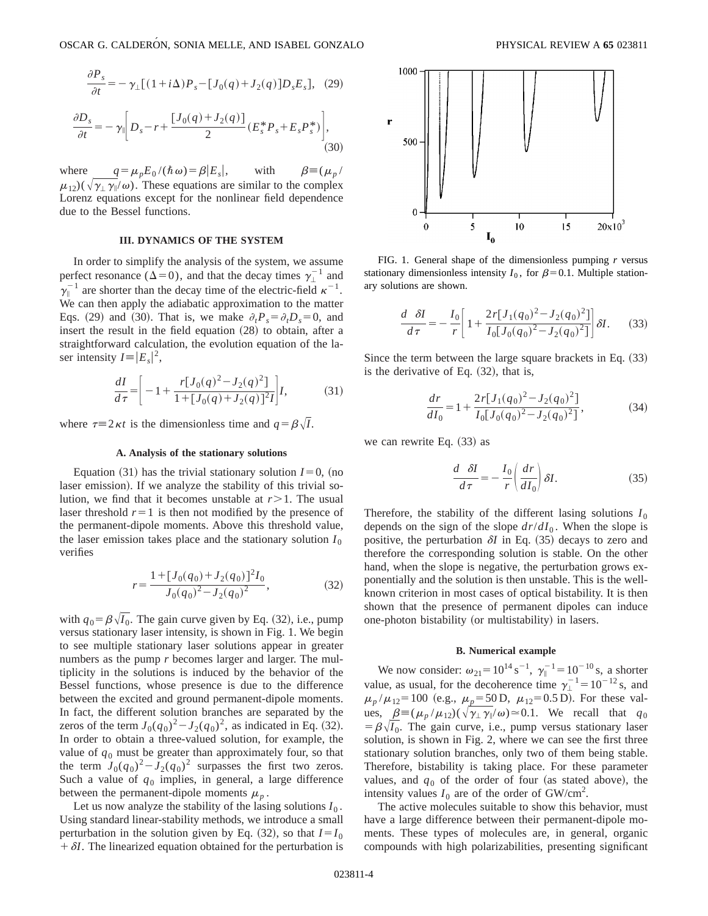$$\frac{\partial P_s}{\partial t} = -\gamma_\perp[(1+i\Delta)P_s - [J_0(q)+J_2(q)]D_s E_s], \quad (29)$$

$$\frac{\partial D_s}{\partial t} = -\gamma_\parallel\left[D_s - r + \frac{[J_0(q)+J_2(q)]}{2}(E_s^* P_s + E_s P_s^*)\right], \quad (30)$$

where $q = \mu_p E_0/(\hbar\omega) = \beta|E_s|$, with $\beta \equiv (\mu_p/\mu_{12})(\sqrt{\gamma_\perp \gamma_\parallel}/\omega)$. These equations are similar to the complex Lorenz equations except for the nonlinear field dependence due to the Bessel functions.

## III. DYNAMICS OF THE SYSTEM

In order to simplify the analysis of the system, we assume perfect resonance $(\Delta=0)$, and that the decay times $\gamma_\perp^{-1}$ and $\gamma_\parallel^{-1}$ are shorter than the decay time of the electric-field $\kappa^{-1}$. We can then apply the adiabatic approximation to the matter Eqs. (29) and (30). That is, we make $\partial_t P_s = \partial_t D_s = 0$, and insert the result in the field equation (28) to obtain, after a straightforward calculation, the evolution equation of the laser intensity $I \equiv |E_s|^2$,

$$\frac{dI}{d\tau} = \left[-1 + \frac{r[J_0(q)^2 - J_2(q)^2]}{1+[J_0(q)+J_2(q)]^2 I}\right] I, \quad (31)$$

where $\tau \equiv 2\kappa t$ is the dimensionless time and $q = \beta\sqrt{I}$.

### A. Analysis of the stationary solutions

Equation (31) has the trivial stationary solution $I=0$, (no laser emission). If we analyze the stability of this trivial solution, we find that it becomes unstable at $r>1$. The usual laser threshold $r=1$ is then not modified by the presence of the permanent-dipole moments. Above this threshold value, the laser emission takes place and the stationary solution $I_0$ verifies

$$r = \frac{1+[J_0(q_0)+J_2(q_0)]^2 I_0}{J_0(q_0)^2 - J_2(q_0)^2}, \quad (32)$$

with $q_0 = \beta\sqrt{I_0}$. The gain curve given by Eq. (32), i.e., pump versus stationary laser intensity, is shown in Fig. 1. We begin to see multiple stationary laser solutions appear in greater numbers as the pump $r$ becomes larger and larger. The multiplicity in the solutions is induced by the behavior of the Bessel functions, whose presence is due to the difference between the excited and ground permanent-dipole moments. In fact, the different solution branches are separated by the zeros of the term $J_0(q_0)^2 - J_2(q_0)^2$, as indicated in Eq. (32). In order to obtain a three-valued solution, for example, the value of $q_0$ must be greater than approximately four, so that the term $J_0(q_0)^2 - J_2(q_0)^2$ surpasses the first two zeros. Such a value of $q_0$ implies, in general, a large difference between the permanent-dipole moments $\mu_p$.

Let us now analyze the stability of the lasing solutions $I_0$. Using standard linear-stability methods, we introduce a small perturbation in the solution given by Eq. (32), so that $I = I_0 + \delta I$. The linearized equation obtained for the perturbation is

FIG. 1. General shape of the dimensionless pumping $r$ versus stationary dimensionless intensity $I_0$, for $\beta=0.1$. Multiple stationary solutions are shown.

$$\frac{d\ \delta I}{d\tau} = -\frac{I_0}{r}\left[1 + \frac{2r[J_1(q_0)^2 - J_2(q_0)^2]}{I_0[J_0(q_0)^2 - J_2(q_0)^2]}\right]\delta I. \quad (33)$$

Since the term between the large square brackets in Eq. (33) is the derivative of Eq. (32), that is,

$$\frac{dr}{dI_0} = 1 + \frac{2r[J_1(q_0)^2 - J_2(q_0)^2]}{I_0[J_0(q_0)^2 - J_2(q_0)^2]}, \quad (34)$$

we can rewrite Eq. (33) as

$$\frac{d\ \delta I}{d\tau} = -\frac{I_0}{r}\left(\frac{dr}{dI_0}\right)\delta I. \quad (35)$$

Therefore, the stability of the different lasing solutions $I_0$ depends on the sign of the slope $dr/dI_0$. When the slope is positive, the perturbation $\delta I$ in Eq. (35) decays to zero and therefore the corresponding solution is stable. On the other hand, when the slope is negative, the perturbation grows exponentially and the solution is then unstable. This is the well-known criterion in most cases of optical bistability. It is then shown that the presence of permanent dipoles can induce one-photon bistability (or multistability) in lasers.

### B. Numerical example

We now consider: $\omega_{21} = 10^{14}\,\mathrm{s}^{-1}$, $\gamma_\parallel^{-1} = 10^{-10}\,\mathrm{s}$, a shorter value, as usual, for the decoherence time $\gamma_\perp^{-1} = 10^{-12}\,\mathrm{s}$, and $\mu_p/\mu_{12} = 100$ (e.g., $\mu_p = 50\,\mathrm{D}$, $\mu_{12} = 0.5\,\mathrm{D}$). For these values, $\beta \equiv (\mu_p/\mu_{12})(\sqrt{\gamma_\perp \gamma_\parallel}/\omega) \simeq 0.1$. We recall that $q_0 = \beta\sqrt{I_0}$. The gain curve, i.e., pump versus stationary laser solution, is shown in Fig. 2, where we can see the first three stationary solution branches, only two of them being stable. Therefore, bistability is taking place. For these parameter values, and $q_0$ of the order of four (as stated above), the intensity values $I_0$ are of the order of $\mathrm{GW/cm^2}$.

The active molecules suitable to show this behavior, must have a large difference between their permanent-dipole moments. These types of molecules are, in general, organic compounds with high polarizabilities, presenting significant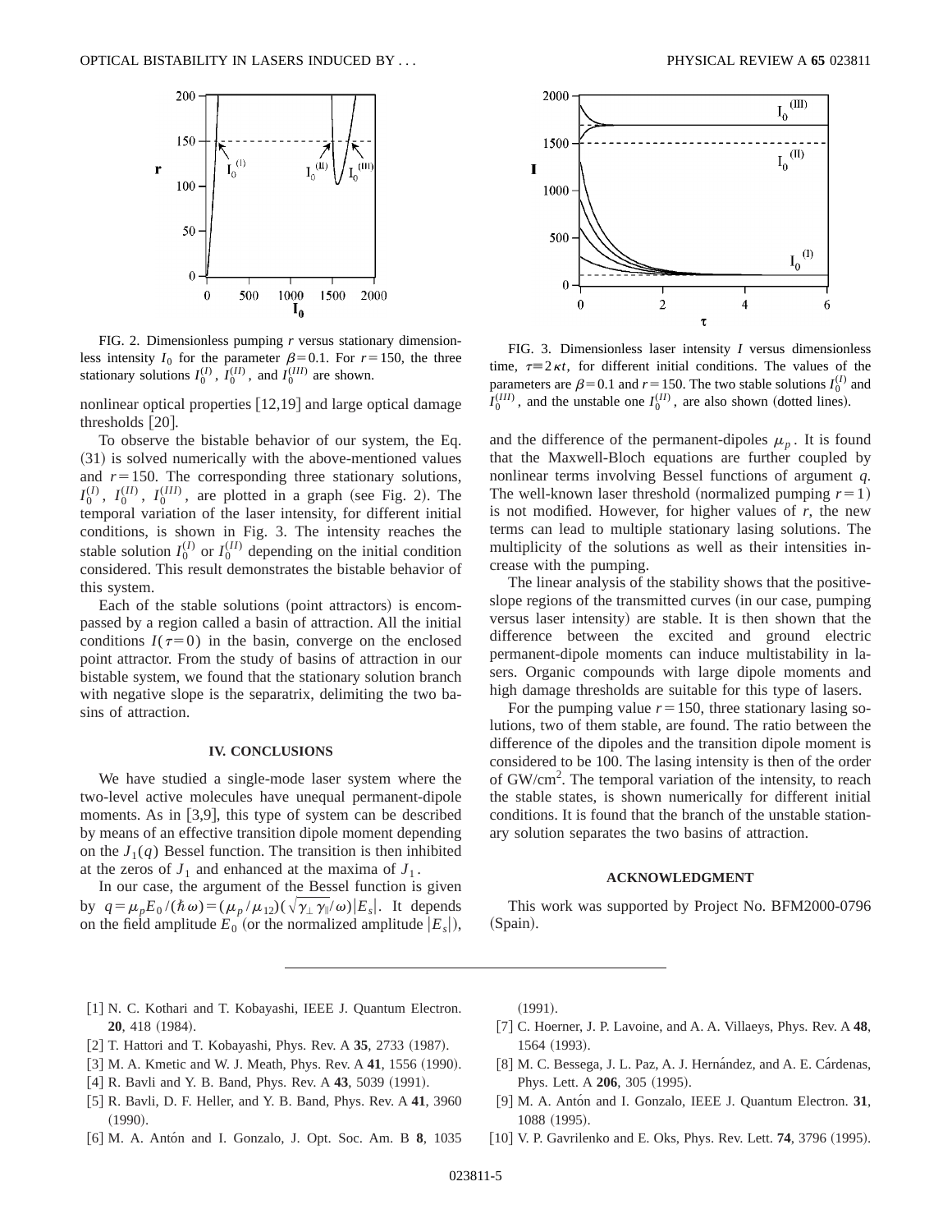FIG. 2. Dimensionless pumping $r$ versus stationary dimensionless intensity $I_0$ for the parameter $\beta=0.1$. For $r=150$, the three stationary solutions $I_0^{(I)}$, $I_0^{(II)}$, and $I_0^{(III)}$ are shown.

FIG. 3. Dimensionless laser intensity $I$ versus dimensionless time, $\tau \equiv 2\kappa t$, for different initial conditions. The values of the parameters are $\beta=0.1$ and $r=150$. The two stable solutions $I_0^{(I)}$ and $I_0^{(III)}$, and the unstable one $I_0^{(II)}$, are also shown (dotted lines).

nonlinear optical properties [12,19] and large optical damage thresholds [20].

To observe the bistable behavior of our system, the Eq. (31) is solved numerically with the above-mentioned values and $r=150$. The corresponding three stationary solutions, $I_0^{(I)}$, $I_0^{(II)}$, $I_0^{(III)}$, are plotted in a graph (see Fig. 2). The temporal variation of the laser intensity, for different initial conditions, is shown in Fig. 3. The intensity reaches the stable solution $I_0^{(I)}$ or $I_0^{(II)}$ depending on the initial condition considered. This result demonstrates the bistable behavior of this system.

Each of the stable solutions (point attractors) is encompassed by a region called a basin of attraction. All the initial conditions $I(\tau=0)$ in the basin, converge on the enclosed point attractor. From the study of basins of attraction in our bistable system, we found that the stationary solution branch with negative slope is the separatrix, delimiting the two basins of attraction.

## IV. CONCLUSIONS

We have studied a single-mode laser system where the two-level active molecules have unequal permanent-dipole moments. As in [3,9], this type of system can be described by means of an effective transition dipole moment depending on the $J_1(q)$ Bessel function. The transition is then inhibited at the zeros of $J_1$ and enhanced at the maxima of $J_1$.

In our case, the argument of the Bessel function is given by $q=\mu_p E_0/(\hbar\omega)=(\mu_p/\mu_{12})(\sqrt{\gamma_\perp \gamma_\parallel}/\omega)|E_s|$. It depends on the field amplitude $E_0$ (or the normalized amplitude $|E_s|$), and the difference of the permanent-dipoles $\mu_p$. It is found that the Maxwell-Bloch equations are further coupled by nonlinear terms involving Bessel functions of argument $q$. The well-known laser threshold (normalized pumping $r=1$) is not modified. However, for higher values of $r$, the new terms can lead to multiple stationary lasing solutions. The multiplicity of the solutions as well as their intensities increase with the pumping.

The linear analysis of the stability shows that the positive-slope regions of the transmitted curves (in our case, pumping versus laser intensity) are stable. It is then shown that the difference between the excited and ground electric permanent-dipole moments can induce multistability in lasers. Organic compounds with large dipole moments and high damage thresholds are suitable for this type of lasers.

For the pumping value $r=150$, three stationary lasing solutions, two of them stable, are found. The ratio between the difference of the dipoles and the transition dipole moment is considered to be 100. The lasing intensity is then of the order of GW/cm$^2$. The temporal variation of the intensity, to reach the stable states, is shown numerically for different initial conditions. It is found that the branch of the unstable stationary solution separates the two basins of attraction.

## ACKNOWLEDGMENT

This work was supported by Project No. BFM2000-0796 (Spain).

[1] N. C. Kothari and T. Kobayashi, IEEE J. Quantum Electron. **20**, 418 (1984).
[2] T. Hattori and T. Kobayashi, Phys. Rev. A **35**, 2733 (1987).
[3] M. A. Kmetic and W. J. Meath, Phys. Rev. A **41**, 1556 (1990).
[4] R. Bavli and Y. B. Band, Phys. Rev. A **43**, 5039 (1991).
[5] R. Bavli, D. F. Heller, and Y. B. Band, Phys. Rev. A **41**, 3960 (1990).
[6] M. A. Antón and I. Gonzalo, J. Opt. Soc. Am. B **8**, 1035 (1991).
[7] C. Hoerner, J. P. Lavoine, and A. A. Villaeys, Phys. Rev. A **48**, 1564 (1993).
[8] M. C. Bessega, J. L. Paz, A. J. Hernández, and A. E. Cárdenas, Phys. Lett. A **206**, 305 (1995).
[9] M. A. Antón and I. Gonzalo, IEEE J. Quantum Electron. **31**, 1088 (1995).
[10] V. P. Gavrilenko and E. Oks, Phys. Rev. Lett. **74**, 3796 (1995).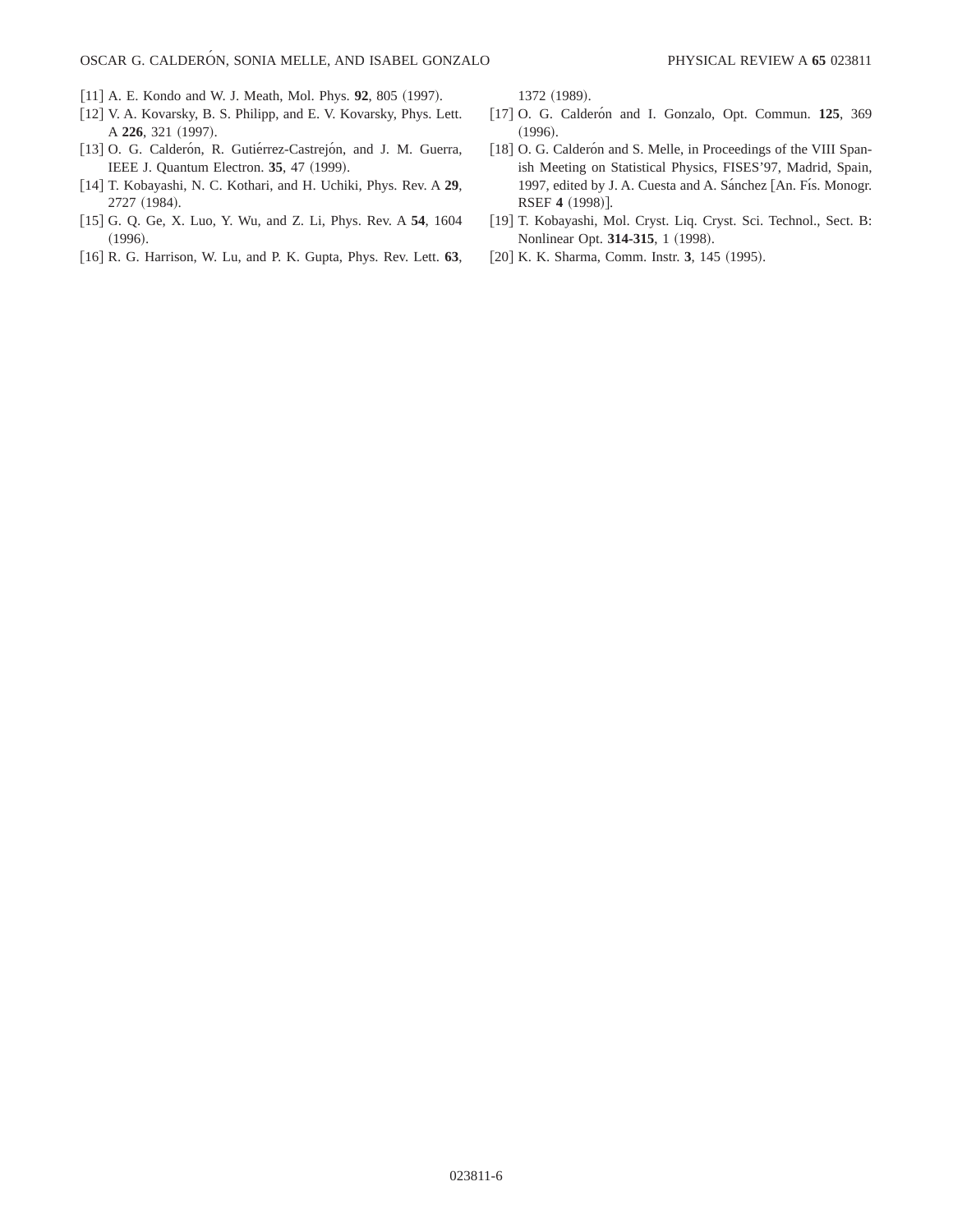[11] A. E. Kondo and W. J. Meath, Mol. Phys. **92**, 805 (1997).

[12] V. A. Kovarsky, B. S. Philipp, and E. V. Kovarsky, Phys. Lett. A **226**, 321 (1997).

[13] O. G. Calderón, R. Gutiérrez-Castrejón, and J. M. Guerra, IEEE J. Quantum Electron. **35**, 47 (1999).

[14] T. Kobayashi, N. C. Kothari, and H. Uchiki, Phys. Rev. A **29**, 2727 (1984).

[15] G. Q. Ge, X. Luo, Y. Wu, and Z. Li, Phys. Rev. A **54**, 1604 (1996).

[16] R. G. Harrison, W. Lu, and P. K. Gupta, Phys. Rev. Lett. **63**, 1372 (1989).

[17] O. G. Calderón and I. Gonzalo, Opt. Commun. **125**, 369 (1996).

[18] O. G. Calderón and S. Melle, in Proceedings of the VIII Spanish Meeting on Statistical Physics, FISES'97, Madrid, Spain, 1997, edited by J. A. Cuesta and A. Sánchez [An. Fís. Monogr. RSEF **4** (1998)].

[19] T. Kobayashi, Mol. Cryst. Liq. Cryst. Sci. Technol., Sect. B: Nonlinear Opt. **314-315**, 1 (1998).

[20] K. K. Sharma, Comm. Instr. **3**, 145 (1995).